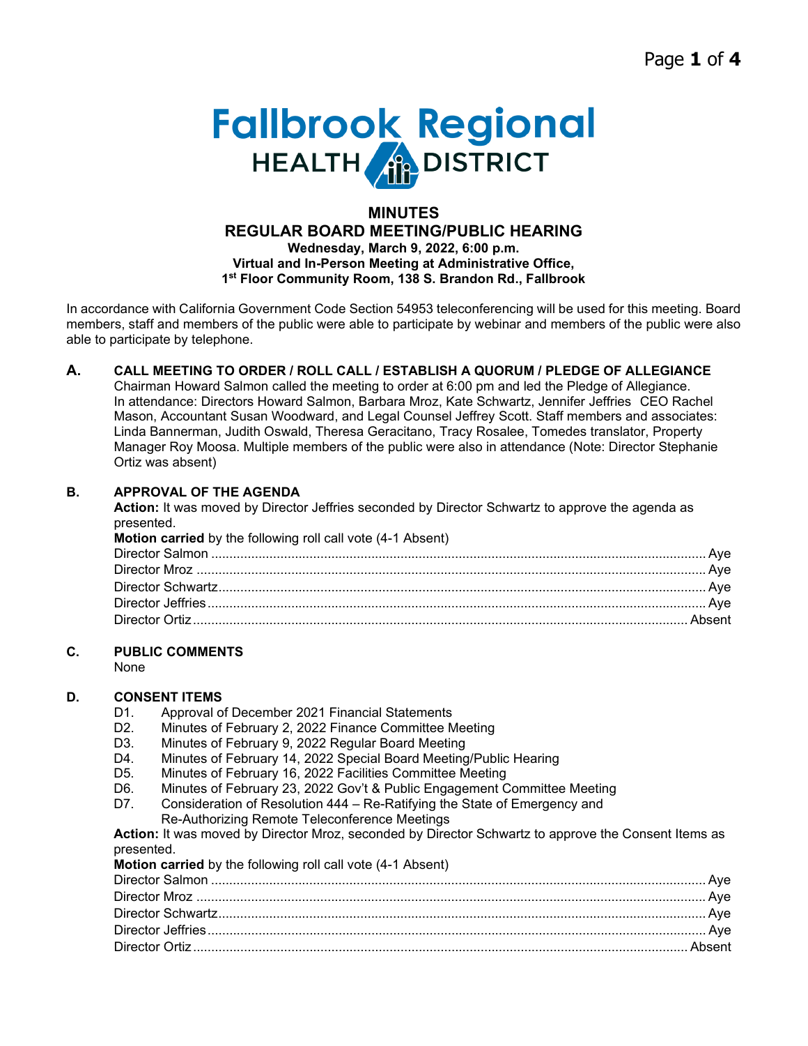# Fallbrook Regional HEALTH DISTRICT

## MINUTES
## REGULAR BOARD MEETING/PUBLIC HEARING

**Wednesday, March 9, 2022, 6:00 p.m.**
**Virtual and In-Person Meeting at Administrative Office,**
**1st Floor Community Room, 138 S. Brandon Rd., Fallbrook**

In accordance with California Government Code Section 54953 teleconferencing will be used for this meeting. Board members, staff and members of the public were able to participate by webinar and members of the public were also able to participate by telephone.

### A. CALL MEETING TO ORDER / ROLL CALL / ESTABLISH A QUORUM / PLEDGE OF ALLEGIANCE

Chairman Howard Salmon called the meeting to order at 6:00 pm and led the Pledge of Allegiance. In attendance: Directors Howard Salmon, Barbara Mroz, Kate Schwartz, Jennifer Jeffries CEO Rachel Mason, Accountant Susan Woodward, and Legal Counsel Jeffrey Scott. Staff members and associates: Linda Bannerman, Judith Oswald, Theresa Geracitano, Tracy Rosalee, Tomedes translator, Property Manager Roy Moosa. Multiple members of the public were also in attendance (Note: Director Stephanie Ortiz was absent)

### B. APPROVAL OF THE AGENDA

**Action:** It was moved by Director Jeffries seconded by Director Schwartz to approve the agenda as presented.

**Motion carried** by the following roll call vote (4-1 Absent)

Director Salmon ........................................ Aye
Director Mroz ........................................ Aye
Director Schwartz ........................................ Aye
Director Jeffries ........................................ Aye
Director Ortiz ........................................ Absent

### C. PUBLIC COMMENTS

None

### D. CONSENT ITEMS

D1. Approval of December 2021 Financial Statements
D2. Minutes of February 2, 2022 Finance Committee Meeting
D3. Minutes of February 9, 2022 Regular Board Meeting
D4. Minutes of February 14, 2022 Special Board Meeting/Public Hearing
D5. Minutes of February 16, 2022 Facilities Committee Meeting
D6. Minutes of February 23, 2022 Gov't & Public Engagement Committee Meeting
D7. Consideration of Resolution 444 – Re-Ratifying the State of Emergency and Re-Authorizing Remote Teleconference Meetings

**Action:** It was moved by Director Mroz, seconded by Director Schwartz to approve the Consent Items as presented.

**Motion carried** by the following roll call vote (4-1 Absent)

Director Salmon ........................................ Aye
Director Mroz ........................................ Aye
Director Schwartz ........................................ Aye
Director Jeffries ........................................ Aye
Director Ortiz ........................................ Absent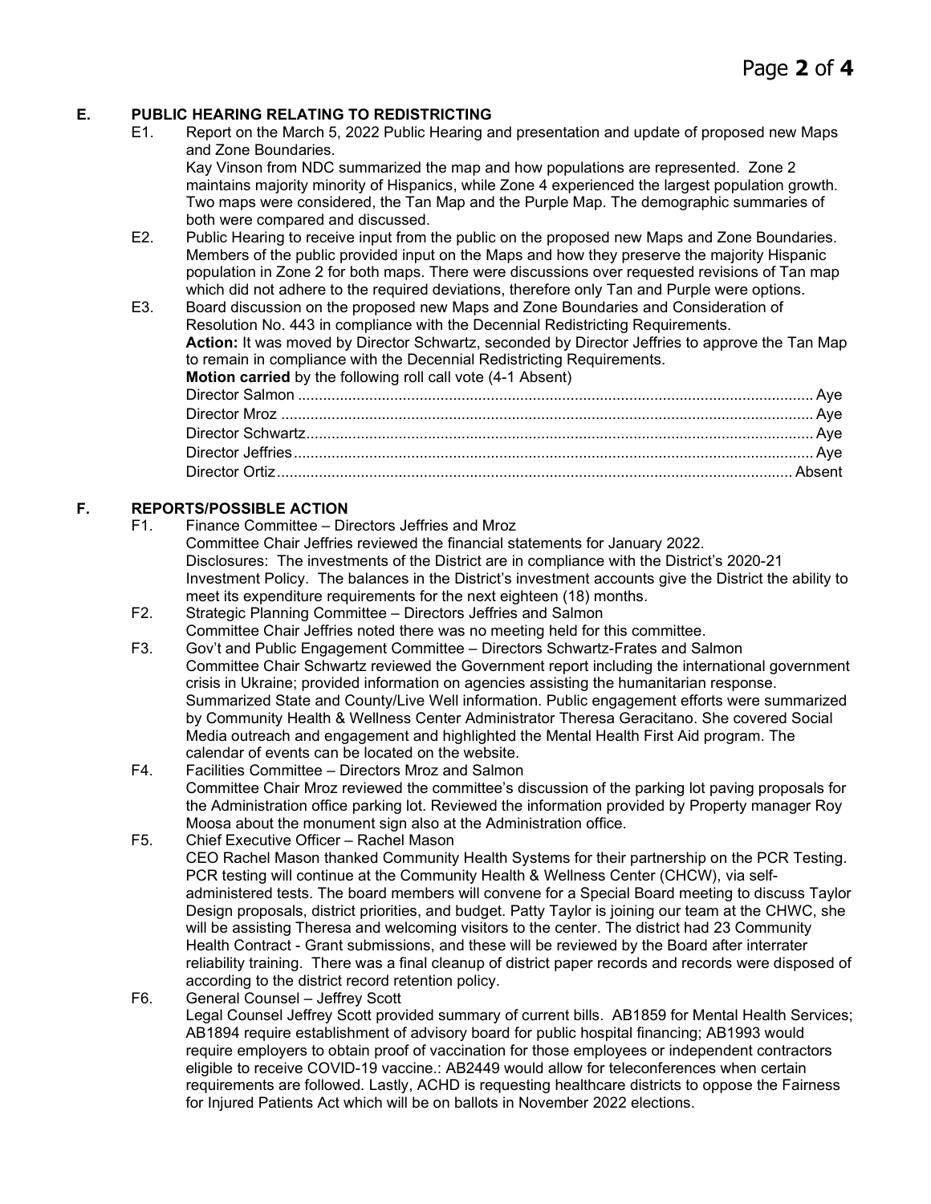## E. PUBLIC HEARING RELATING TO REDISTRICTING

E1. Report on the March 5, 2022 Public Hearing and presentation and update of proposed new Maps and Zone Boundaries.

Kay Vinson from NDC summarized the map and how populations are represented. Zone 2 maintains majority minority of Hispanics, while Zone 4 experienced the largest population growth. Two maps were considered, the Tan Map and the Purple Map. The demographic summaries of both were compared and discussed.

E2. Public Hearing to receive input from the public on the proposed new Maps and Zone Boundaries. Members of the public provided input on the Maps and how they preserve the majority Hispanic population in Zone 2 for both maps. There were discussions over requested revisions of Tan map which did not adhere to the required deviations, therefore only Tan and Purple were options.

E3. Board discussion on the proposed new Maps and Zone Boundaries and Consideration of Resolution No. 443 in compliance with the Decennial Redistricting Requirements.

**Action:** It was moved by Director Schwartz, seconded by Director Jeffries to approve the Tan Map to remain in compliance with the Decennial Redistricting Requirements.

**Motion carried** by the following roll call vote (4-1 Absent)

| | |
|---|---|
| Director Salmon | Aye |
| Director Mroz | Aye |
| Director Schwartz | Aye |
| Director Jeffries | Aye |
| Director Ortiz | Absent |

## F. REPORTS/POSSIBLE ACTION

F1. Finance Committee – Directors Jeffries and Mroz

Committee Chair Jeffries reviewed the financial statements for January 2022.

Disclosures: The investments of the District are in compliance with the District's 2020-21 Investment Policy. The balances in the District's investment accounts give the District the ability to meet its expenditure requirements for the next eighteen (18) months.

F2. Strategic Planning Committee – Directors Jeffries and Salmon

Committee Chair Jeffries noted there was no meeting held for this committee.

F3. Gov't and Public Engagement Committee – Directors Schwartz-Frates and Salmon

Committee Chair Schwartz reviewed the Government report including the international government crisis in Ukraine; provided information on agencies assisting the humanitarian response. Summarized State and County/Live Well information. Public engagement efforts were summarized by Community Health & Wellness Center Administrator Theresa Geracitano. She covered Social Media outreach and engagement and highlighted the Mental Health First Aid program. The calendar of events can be located on the website.

F4. Facilities Committee – Directors Mroz and Salmon

Committee Chair Mroz reviewed the committee's discussion of the parking lot paving proposals for the Administration office parking lot. Reviewed the information provided by Property manager Roy Moosa about the monument sign also at the Administration office.

F5. Chief Executive Officer – Rachel Mason

CEO Rachel Mason thanked Community Health Systems for their partnership on the PCR Testing. PCR testing will continue at the Community Health & Wellness Center (CHCW), via self-administered tests. The board members will convene for a Special Board meeting to discuss Taylor Design proposals, district priorities, and budget. Patty Taylor is joining our team at the CHWC, she will be assisting Theresa and welcoming visitors to the center. The district had 23 Community Health Contract - Grant submissions, and these will be reviewed by the Board after interrater reliability training. There was a final cleanup of district paper records and records were disposed of according to the district record retention policy.

F6. General Counsel – Jeffrey Scott

Legal Counsel Jeffrey Scott provided summary of current bills. AB1859 for Mental Health Services; AB1894 require establishment of advisory board for public hospital financing; AB1993 would require employers to obtain proof of vaccination for those employees or independent contractors eligible to receive COVID-19 vaccine.: AB2449 would allow for teleconferences when certain requirements are followed. Lastly, ACHD is requesting healthcare districts to oppose the Fairness for Injured Patients Act which will be on ballots in November 2022 elections.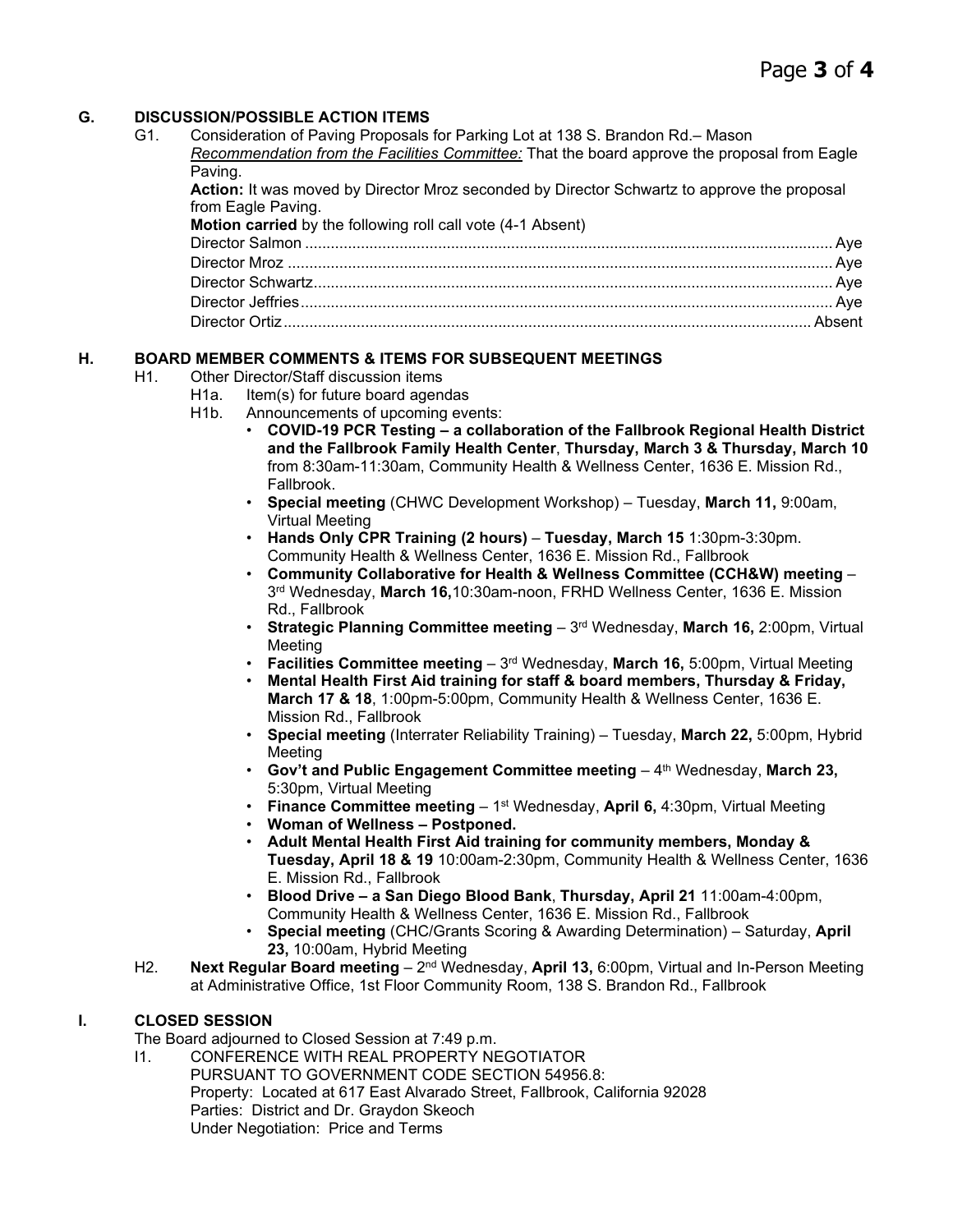## G. DISCUSSION/POSSIBLE ACTION ITEMS

G1. Consideration of Paving Proposals for Parking Lot at 138 S. Brandon Rd.– Mason

*Recommendation from the Facilities Committee:* That the board approve the proposal from Eagle Paving.

**Action:** It was moved by Director Mroz seconded by Director Schwartz to approve the proposal from Eagle Paving.

**Motion carried** by the following roll call vote (4-1 Absent)

Director Salmon ........................................ Aye
Director Mroz ........................................ Aye
Director Schwartz ........................................ Aye
Director Jeffries ........................................ Aye
Director Ortiz ........................................ Absent

## H. BOARD MEMBER COMMENTS & ITEMS FOR SUBSEQUENT MEETINGS

H1. Other Director/Staff discussion items

H1a. Item(s) for future board agendas

H1b. Announcements of upcoming events:

- **COVID-19 PCR Testing – a collaboration of the Fallbrook Regional Health District and the Fallbrook Family Health Center**, **Thursday, March 3 & Thursday, March 10** from 8:30am-11:30am, Community Health & Wellness Center, 1636 E. Mission Rd., Fallbrook.
- **Special meeting** (CHWC Development Workshop) – Tuesday, **March 11,** 9:00am, Virtual Meeting
- **Hands Only CPR Training (2 hours)** – **Tuesday, March 15** 1:30pm-3:30pm. Community Health & Wellness Center, 1636 E. Mission Rd., Fallbrook
- **Community Collaborative for Health & Wellness Committee (CCH&W) meeting** – 3rd Wednesday, **March 16,**10:30am-noon, FRHD Wellness Center, 1636 E. Mission Rd., Fallbrook
- **Strategic Planning Committee meeting** – 3rd Wednesday, **March 16,** 2:00pm, Virtual Meeting
- **Facilities Committee meeting** – 3rd Wednesday, **March 16,** 5:00pm, Virtual Meeting
- **Mental Health First Aid training for staff & board members, Thursday & Friday, March 17 & 18**, 1:00pm-5:00pm, Community Health & Wellness Center, 1636 E. Mission Rd., Fallbrook
- **Special meeting** (Interrater Reliability Training) – Tuesday, **March 22,** 5:00pm, Hybrid Meeting
- **Gov't and Public Engagement Committee meeting** – 4th Wednesday, **March 23,** 5:30pm, Virtual Meeting
- **Finance Committee meeting** – 1st Wednesday, **April 6,** 4:30pm, Virtual Meeting
- **Woman of Wellness – Postponed.**
- **Adult Mental Health First Aid training for community members, Monday & Tuesday, April 18 & 19** 10:00am-2:30pm, Community Health & Wellness Center, 1636 E. Mission Rd., Fallbrook
- **Blood Drive – a San Diego Blood Bank**, **Thursday, April 21** 11:00am-4:00pm, Community Health & Wellness Center, 1636 E. Mission Rd., Fallbrook
- **Special meeting** (CHC/Grants Scoring & Awarding Determination) – Saturday, **April 23,** 10:00am, Hybrid Meeting

H2. **Next Regular Board meeting** – 2nd Wednesday, **April 13,** 6:00pm, Virtual and In-Person Meeting at Administrative Office, 1st Floor Community Room, 138 S. Brandon Rd., Fallbrook

## I. CLOSED SESSION

The Board adjourned to Closed Session at 7:49 p.m.

I1. CONFERENCE WITH REAL PROPERTY NEGOTIATOR
PURSUANT TO GOVERNMENT CODE SECTION 54956.8:
Property: Located at 617 East Alvarado Street, Fallbrook, California 92028
Parties: District and Dr. Graydon Skeoch
Under Negotiation: Price and Terms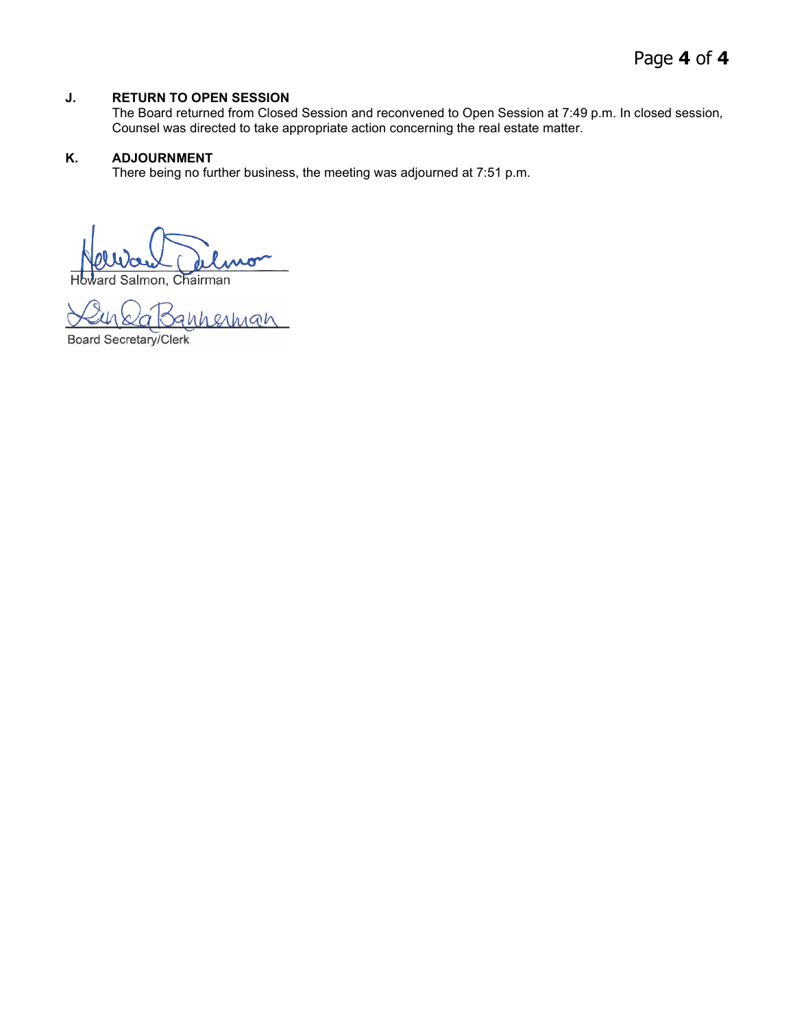**J. RETURN TO OPEN SESSION**

The Board returned from Closed Session and reconvened to Open Session at 7:49 p.m. In closed session, Counsel was directed to take appropriate action concerning the real estate matter.

**K. ADJOURNMENT**

There being no further business, the meeting was adjourned at 7:51 p.m.

Howard Salmon, Chairman

Board Secretary/Clerk